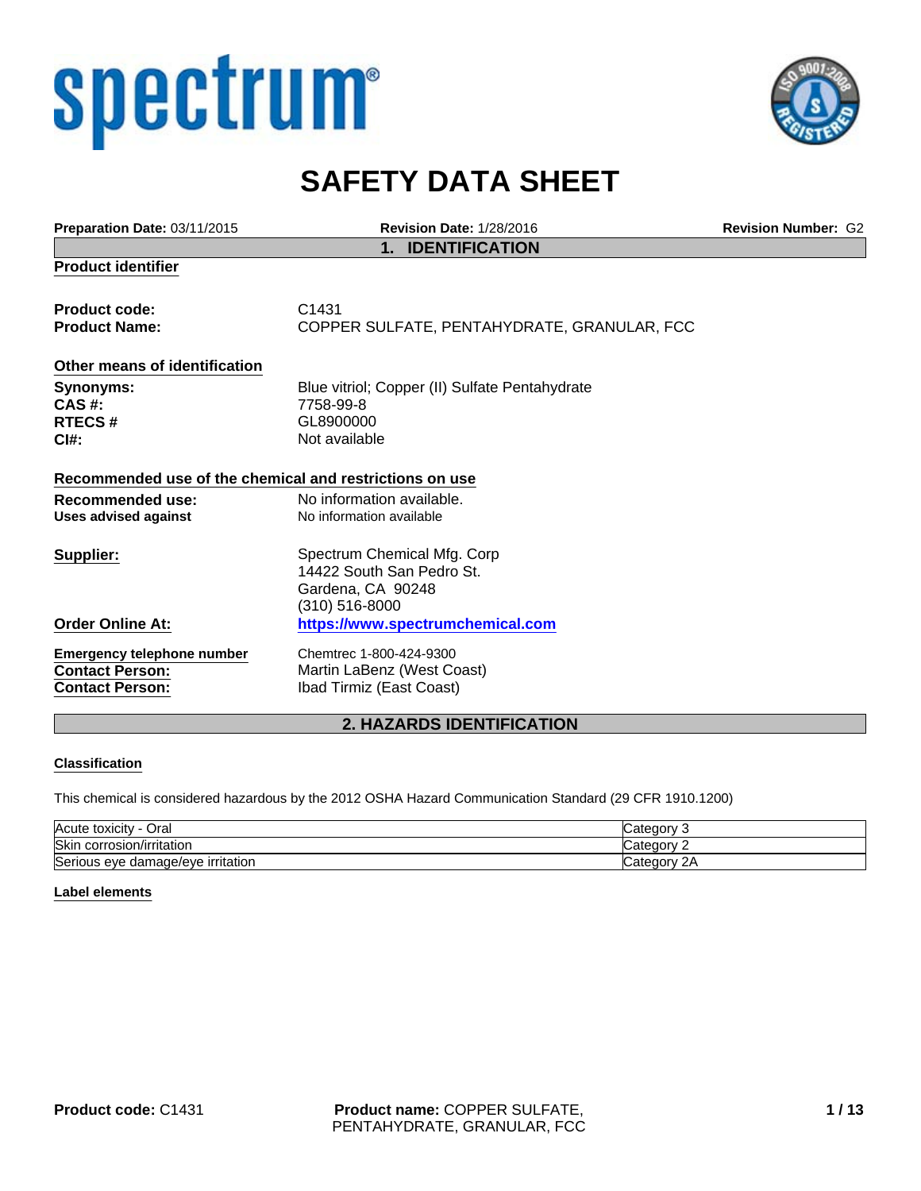spectrum®

# SAFETY DATA SHEET

**Preparation Date:** 03/11/2015 **Revision Date:** 1/28/2016 **Revision Number:** G2

## 1. IDENTIFICATION

**Product identifier**

**Product code:** C1431
**Product Name:** COPPER SULFATE, PENTAHYDRATE, GRANULAR, FCC

**Other means of identification**

**Synonyms:** Blue vitriol; Copper (II) Sulfate Pentahydrate
**CAS #:** 7758-99-8
**RTECS #** GL8900000
**CI#:** Not available

**Recommended use of the chemical and restrictions on use**

**Recommended use:** No information available.
**Uses advised against** No information available

**Supplier:** Spectrum Chemical Mfg. Corp
14422 South San Pedro St.
Gardena, CA 90248
(310) 516-8000

**Order Online At:** https://www.spectrumchemical.com

**Emergency telephone number** Chemtrec 1-800-424-9300
**Contact Person:** Martin LaBenz (West Coast)
**Contact Person:** Ibad Tirmiz (East Coast)

## 2. HAZARDS IDENTIFICATION

**Classification**

This chemical is considered hazardous by the 2012 OSHA Hazard Communication Standard (29 CFR 1910.1200)

| Hazard | Category |
|---|---|
| Acute toxicity - Oral | Category 3 |
| Skin corrosion/irritation | Category 2 |
| Serious eye damage/eye irritation | Category 2A |

**Label elements**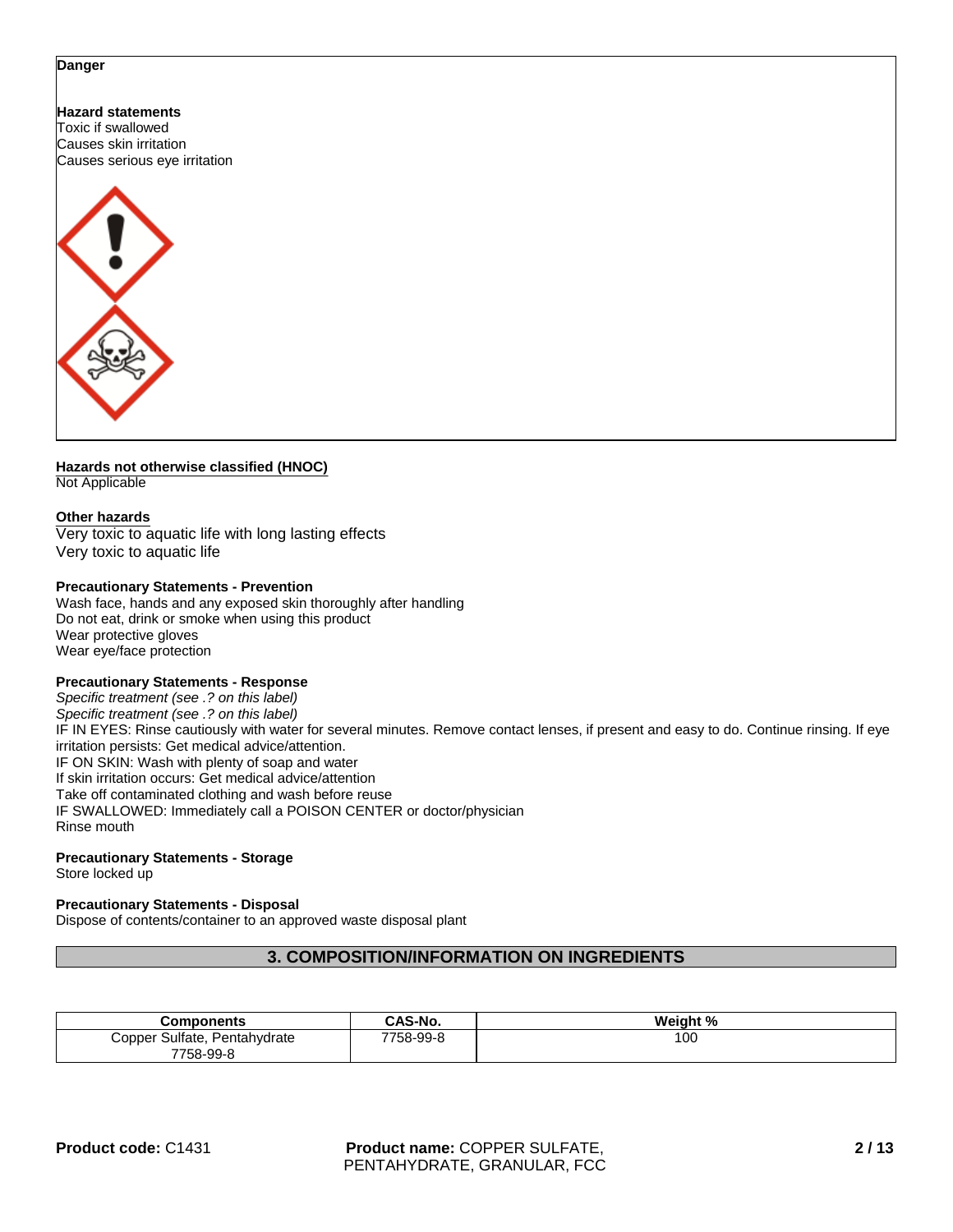**Danger**

**Hazard statements**
Toxic if swallowed
Causes skin irritation
Causes serious eye irritation

**Hazards not otherwise classified (HNOC)**
Not Applicable

**Other hazards**
Very toxic to aquatic life with long lasting effects
Very toxic to aquatic life

**Precautionary Statements - Prevention**
Wash face, hands and any exposed skin thoroughly after handling
Do not eat, drink or smoke when using this product
Wear protective gloves
Wear eye/face protection

**Precautionary Statements - Response**
*Specific treatment (see .? on this label)*
*Specific treatment (see .? on this label)*
IF IN EYES: Rinse cautiously with water for several minutes. Remove contact lenses, if present and easy to do. Continue rinsing. If eye irritation persists: Get medical advice/attention.
IF ON SKIN: Wash with plenty of soap and water
If skin irritation occurs: Get medical advice/attention
Take off contaminated clothing and wash before reuse
IF SWALLOWED: Immediately call a POISON CENTER or doctor/physician
Rinse mouth

**Precautionary Statements - Storage**
Store locked up

**Precautionary Statements - Disposal**
Dispose of contents/container to an approved waste disposal plant

## 3. COMPOSITION/INFORMATION ON INGREDIENTS

| Components | CAS-No. | Weight % |
|---|---|---|
| Copper Sulfate, Pentahydrate 7758-99-8 | 7758-99-8 | 100 |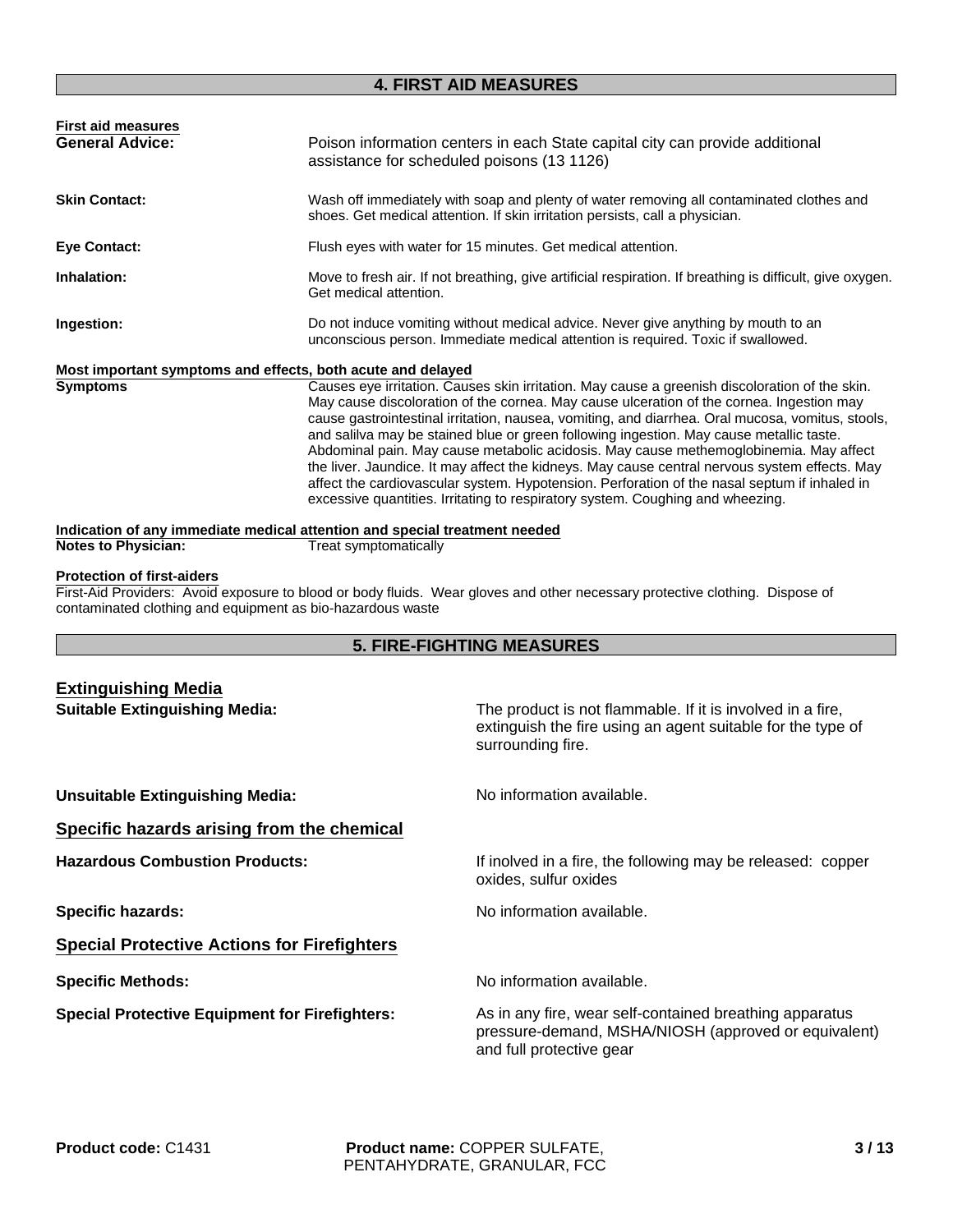## 4. FIRST AID MEASURES

**First aid measures**

**General Advice:** Poison information centers in each State capital city can provide additional assistance for scheduled poisons (13 1126)

**Skin Contact:** Wash off immediately with soap and plenty of water removing all contaminated clothes and shoes. Get medical attention. If skin irritation persists, call a physician.

**Eye Contact:** Flush eyes with water for 15 minutes. Get medical attention.

**Inhalation:** Move to fresh air. If not breathing, give artificial respiration. If breathing is difficult, give oxygen. Get medical attention.

**Ingestion:** Do not induce vomiting without medical advice. Never give anything by mouth to an unconscious person. Immediate medical attention is required. Toxic if swallowed.

**Most important symptoms and effects, both acute and delayed**

**Symptoms** Causes eye irritation. Causes skin irritation. May cause a greenish discoloration of the skin. May cause discoloration of the cornea. May cause ulceration of the cornea. Ingestion may cause gastrointestinal irritation, nausea, vomiting, and diarrhea. Oral mucosa, vomitus, stools, and salilva may be stained blue or green following ingestion. May cause metallic taste. Abdominal pain. May cause metabolic acidosis. May cause methemoglobinemia. May affect the liver. Jaundice. It may affect the kidneys. May cause central nervous system effects. May affect the cardiovascular system. Hypotension. Perforation of the nasal septum if inhaled in excessive quantities. Irritating to respiratory system. Coughing and wheezing.

**Indication of any immediate medical attention and special treatment needed**

**Notes to Physician:** Treat symptomatically

**Protection of first-aiders**

First-Aid Providers: Avoid exposure to blood or body fluids. Wear gloves and other necessary protective clothing. Dispose of contaminated clothing and equipment as bio-hazardous waste

## 5. FIRE-FIGHTING MEASURES

### Extinguishing Media

**Suitable Extinguishing Media:** The product is not flammable. If it is involved in a fire, extinguish the fire using an agent suitable for the type of surrounding fire.

**Unsuitable Extinguishing Media:** No information available.

### Specific hazards arising from the chemical

**Hazardous Combustion Products:** If inolved in a fire, the following may be released: copper oxides, sulfur oxides

**Specific hazards:** No information available.

### Special Protective Actions for Firefighters

**Specific Methods:** No information available.

**Special Protective Equipment for Firefighters:** As in any fire, wear self-contained breathing apparatus pressure-demand, MSHA/NIOSH (approved or equivalent) and full protective gear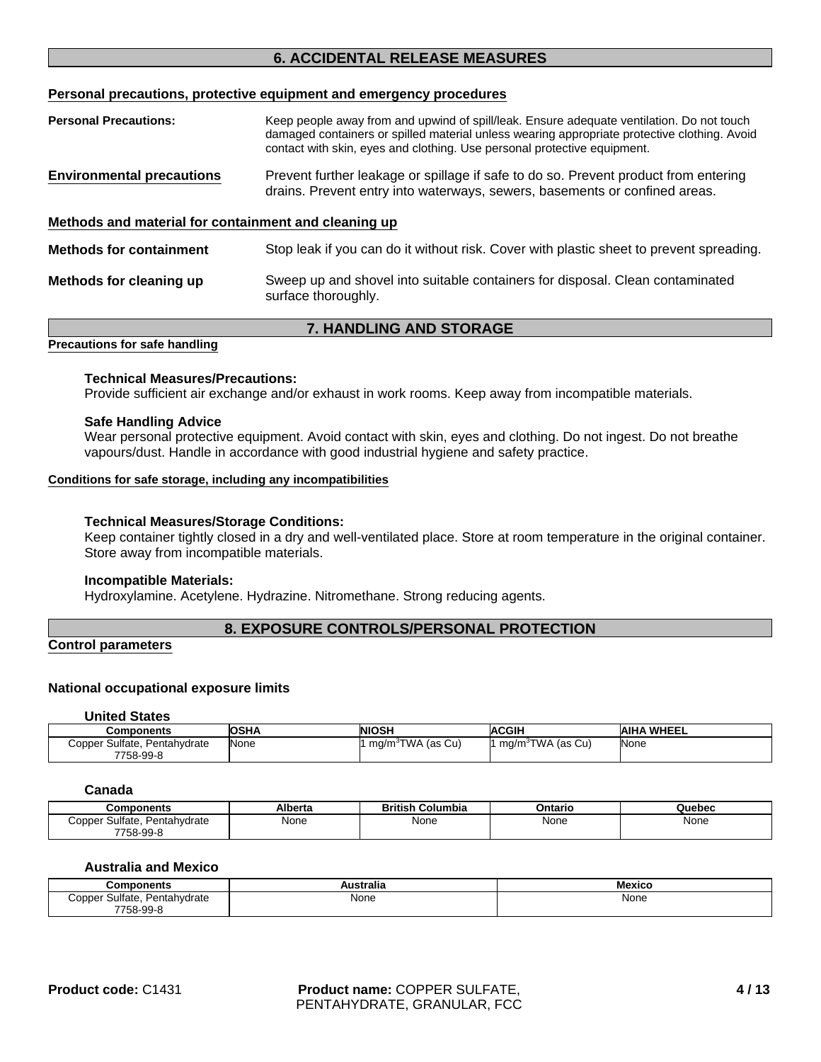## 6. ACCIDENTAL RELEASE MEASURES

### Personal precautions, protective equipment and emergency procedures

**Personal Precautions:** Keep people away from and upwind of spill/leak. Ensure adequate ventilation. Do not touch damaged containers or spilled material unless wearing appropriate protective clothing. Avoid contact with skin, eyes and clothing. Use personal protective equipment.

**Environmental precautions** Prevent further leakage or spillage if safe to do so. Prevent product from entering drains. Prevent entry into waterways, sewers, basements or confined areas.

### Methods and material for containment and cleaning up

**Methods for containment** Stop leak if you can do it without risk. Cover with plastic sheet to prevent spreading.

**Methods for cleaning up** Sweep up and shovel into suitable containers for disposal. Clean contaminated surface thoroughly.

## 7. HANDLING AND STORAGE

### Precautions for safe handling

**Technical Measures/Precautions:**
Provide sufficient air exchange and/or exhaust in work rooms. Keep away from incompatible materials.

**Safe Handling Advice**
Wear personal protective equipment. Avoid contact with skin, eyes and clothing. Do not ingest. Do not breathe vapours/dust. Handle in accordance with good industrial hygiene and safety practice.

### Conditions for safe storage, including any incompatibilities

**Technical Measures/Storage Conditions:**
Keep container tightly closed in a dry and well-ventilated place. Store at room temperature in the original container. Store away from incompatible materials.

**Incompatible Materials:**
Hydroxylamine. Acetylene. Hydrazine. Nitromethane. Strong reducing agents.

## 8. EXPOSURE CONTROLS/PERSONAL PROTECTION

### Control parameters

**National occupational exposure limits**

**United States**

| Components | OSHA | NIOSH | ACGIH | AIHA WHEEL |
|---|---|---|---|---|
| Copper Sulfate, Pentahydrate 7758-99-8 | None | 1 $mg/m^3$TWA (as Cu) | 1 $mg/m^3$TWA (as Cu) | None |

**Canada**

| Components | Alberta | British Columbia | Ontario | Quebec |
|---|---|---|---|---|
| Copper Sulfate, Pentahydrate 7758-99-8 | None | None | None | None |

**Australia and Mexico**

| Components | Australia | Mexico |
|---|---|---|
| Copper Sulfate, Pentahydrate 7758-99-8 | None | None |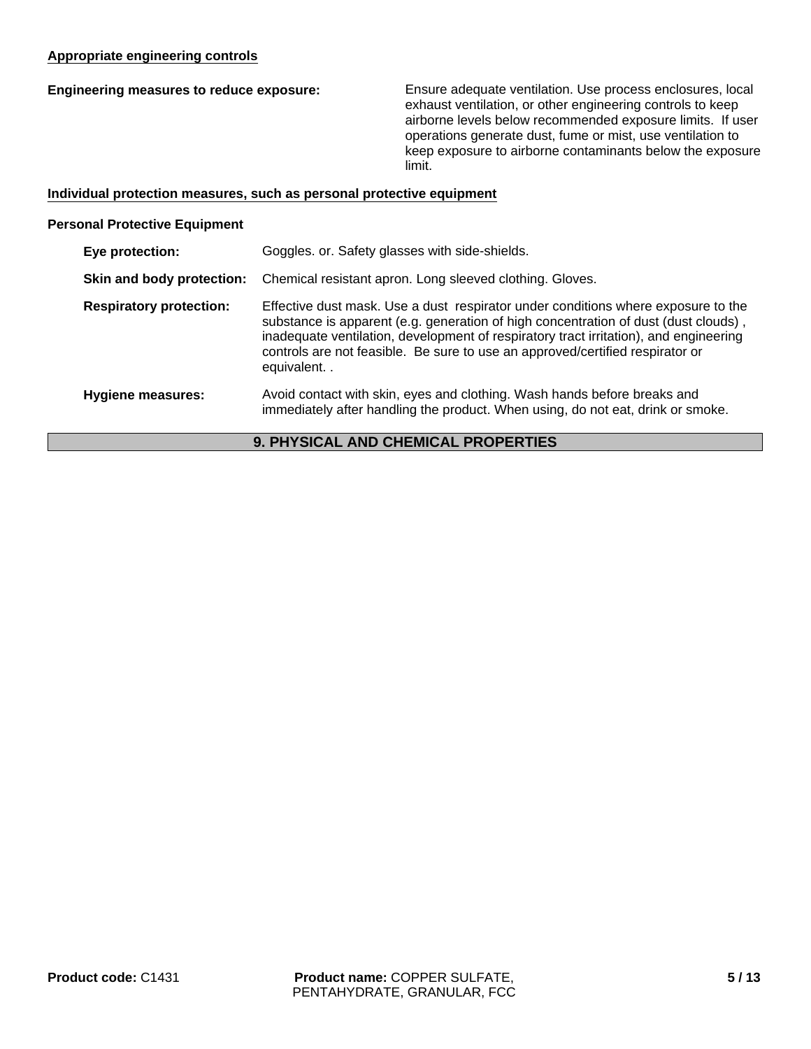**Appropriate engineering controls**

**Engineering measures to reduce exposure:** Ensure adequate ventilation. Use process enclosures, local exhaust ventilation, or other engineering controls to keep airborne levels below recommended exposure limits. If user operations generate dust, fume or mist, use ventilation to keep exposure to airborne contaminants below the exposure limit.

**Individual protection measures, such as personal protective equipment**

**Personal Protective Equipment**

**Eye protection:** Goggles. or. Safety glasses with side-shields.

**Skin and body protection:** Chemical resistant apron. Long sleeved clothing. Gloves.

**Respiratory protection:** Effective dust mask. Use a dust respirator under conditions where exposure to the substance is apparent (e.g. generation of high concentration of dust (dust clouds) , inadequate ventilation, development of respiratory tract irritation), and engineering controls are not feasible. Be sure to use an approved/certified respirator or equivalent. .

**Hygiene measures:** Avoid contact with skin, eyes and clothing. Wash hands before breaks and immediately after handling the product. When using, do not eat, drink or smoke.

## 9. PHYSICAL AND CHEMICAL PROPERTIES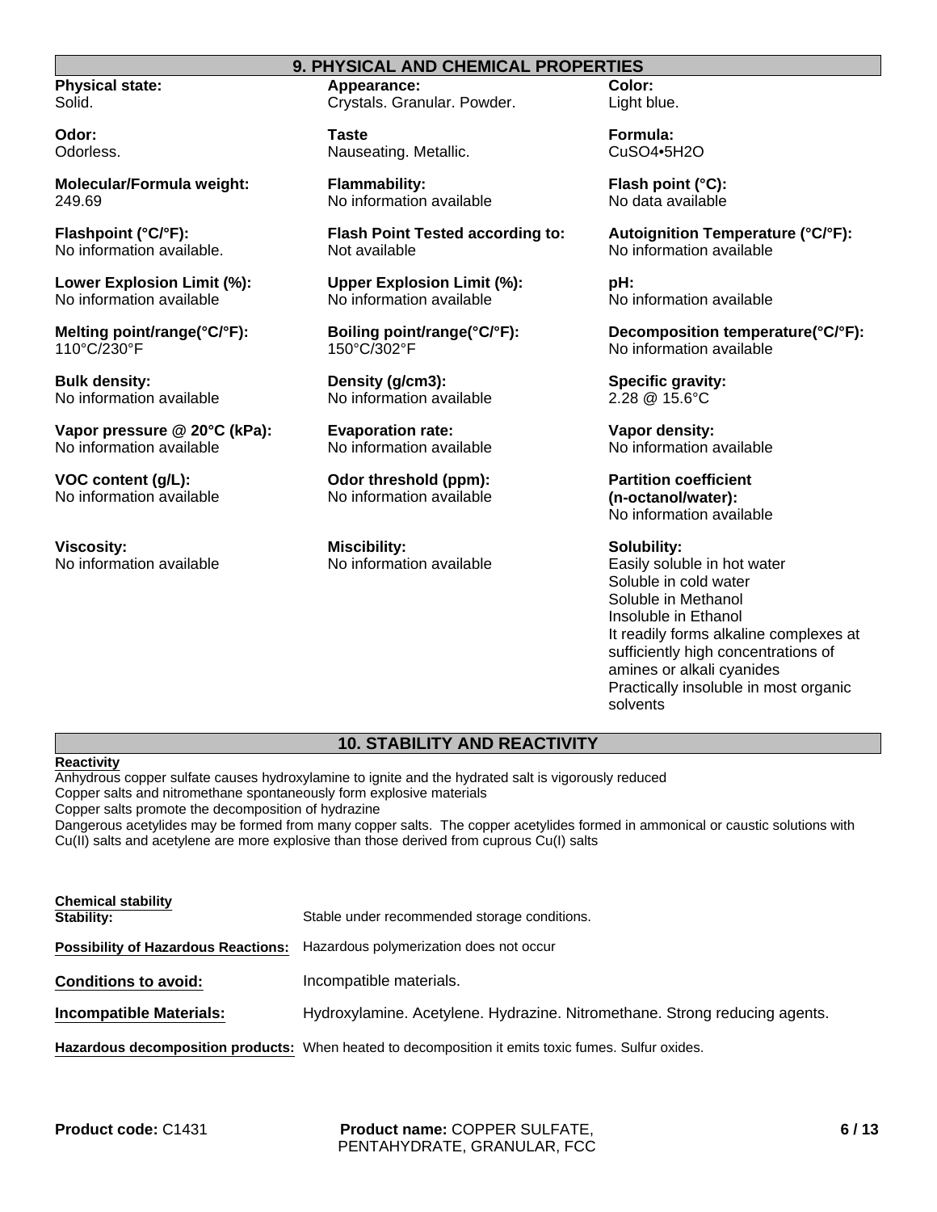## 9. PHYSICAL AND CHEMICAL PROPERTIES

**Physical state:**
Solid.

**Appearance:**
Crystals. Granular. Powder.

**Color:**
Light blue.

**Odor:**
Odorless.

**Taste**
Nauseating. Metallic.

**Formula:**
$CuSO_4 \bullet 5H_2O$

**Molecular/Formula weight:**
249.69

**Flammability:**
No information available

**Flash point (°C):**
No data available

**Flashpoint (°C/°F):**
No information available.

**Flash Point Tested according to:**
Not available

**Autoignition Temperature (°C/°F):**
No information available

**Lower Explosion Limit (%):**
No information available

**Upper Explosion Limit (%):**
No information available

**pH:**
No information available

**Melting point/range(°C/°F):**
110°C/230°F

**Boiling point/range(°C/°F):**
150°C/302°F

**Decomposition temperature(°C/°F):**
No information available

**Bulk density:**
No information available

**Density (g/cm3):**
No information available

**Specific gravity:**
2.28 @ 15.6°C

**Vapor pressure @ 20°C (kPa):**
No information available

**Evaporation rate:**
No information available

**Vapor density:**
No information available

**VOC content (g/L):**
No information available

**Odor threshold (ppm):**
No information available

**Partition coefficient (n-octanol/water):**
No information available

**Viscosity:**
No information available

**Miscibility:**
No information available

**Solubility:**
Easily soluble in hot water
Soluble in cold water
Soluble in Methanol
Insoluble in Ethanol
It readily forms alkaline complexes at sufficiently high concentrations of amines or alkali cyanides
Practically insoluble in most organic solvents

## 10. STABILITY AND REACTIVITY

**Reactivity**

Anhydrous copper sulfate causes hydroxylamine to ignite and the hydrated salt is vigorously reduced
Copper salts and nitromethane spontaneously form explosive materials
Copper salts promote the decomposition of hydrazine
Dangerous acetylides may be formed from many copper salts. The copper acetylides formed in ammonical or caustic solutions with Cu(II) salts and acetylene are more explosive than those derived from cuprous Cu(I) salts

**Chemical stability**

**Stability:** Stable under recommended storage conditions.

**Possibility of Hazardous Reactions:** Hazardous polymerization does not occur

**Conditions to avoid:** Incompatible materials.

**Incompatible Materials:** Hydroxylamine. Acetylene. Hydrazine. Nitromethane. Strong reducing agents.

**Hazardous decomposition products:** When heated to decomposition it emits toxic fumes. Sulfur oxides.

**Product code:** C1431 **Product name:** COPPER SULFATE, PENTAHYDRATE, GRANULAR, FCC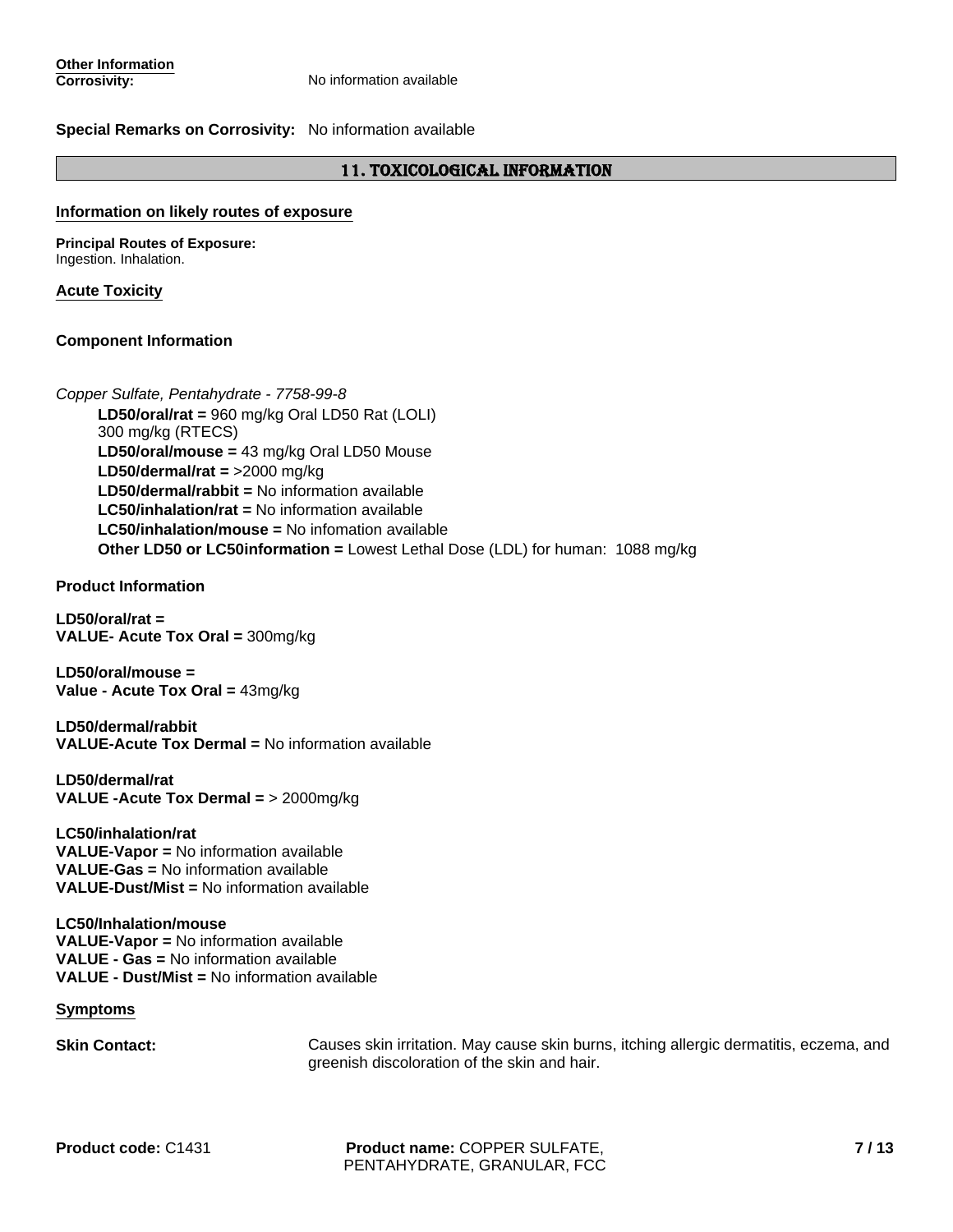**Other Information**
**Corrosivity:** No information available

**Special Remarks on Corrosivity:** No information available

## 11. TOXICOLOGICAL INFORMATION

**Information on likely routes of exposure**

**Principal Routes of Exposure:**
Ingestion. Inhalation.

**Acute Toxicity**

**Component Information**

*Copper Sulfate, Pentahydrate - 7758-99-8*

**LD50/oral/rat =** 960 mg/kg Oral LD50 Rat (LOLI)
300 mg/kg (RTECS)
**LD50/oral/mouse =** 43 mg/kg Oral LD50 Mouse
**LD50/dermal/rat =** >2000 mg/kg
**LD50/dermal/rabbit =** No information available
**LC50/inhalation/rat =** No information available
**LC50/inhalation/mouse =** No infomation available
**Other LD50 or LC50information =** Lowest Lethal Dose (LDL) for human: 1088 mg/kg

**Product Information**

**LD50/oral/rat =**
**VALUE- Acute Tox Oral =** 300mg/kg

**LD50/oral/mouse =**
**Value - Acute Tox Oral =** 43mg/kg

**LD50/dermal/rabbit**
**VALUE-Acute Tox Dermal =** No information available

**LD50/dermal/rat**
**VALUE -Acute Tox Dermal =** > 2000mg/kg

**LC50/inhalation/rat**
**VALUE-Vapor =** No information available
**VALUE-Gas =** No information available
**VALUE-Dust/Mist =** No information available

**LC50/Inhalation/mouse**
**VALUE-Vapor =** No information available
**VALUE - Gas =** No information available
**VALUE - Dust/Mist =** No information available

**Symptoms**

**Skin Contact:** Causes skin irritation. May cause skin burns, itching allergic dermatitis, eczema, and greenish discoloration of the skin and hair.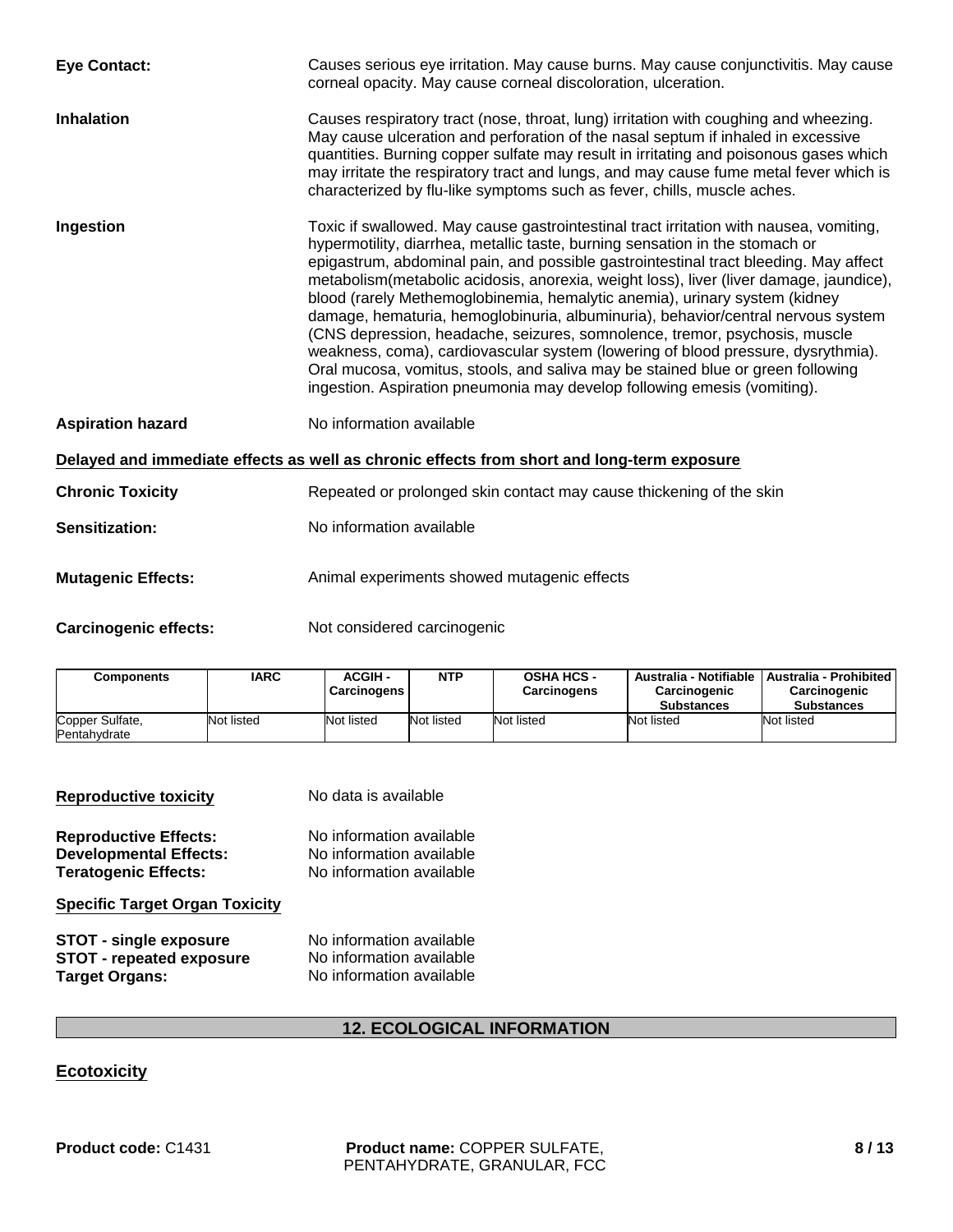**Eye Contact:** Causes serious eye irritation. May cause burns. May cause conjunctivitis. May cause corneal opacity. May cause corneal discoloration, ulceration.

**Inhalation** Causes respiratory tract (nose, throat, lung) irritation with coughing and wheezing. May cause ulceration and perforation of the nasal septum if inhaled in excessive quantities. Burning copper sulfate may result in irritating and poisonous gases which may irritate the respiratory tract and lungs, and may cause fume metal fever which is characterized by flu-like symptoms such as fever, chills, muscle aches.

**Ingestion** Toxic if swallowed. May cause gastrointestinal tract irritation with nausea, vomiting, hypermotility, diarrhea, metallic taste, burning sensation in the stomach or epigastrum, abdominal pain, and possible gastrointestinal tract bleeding. May affect metabolism(metabolic acidosis, anorexia, weight loss), liver (liver damage, jaundice), blood (rarely Methemoglobinemia, hemalytic anemia), urinary system (kidney damage, hematuria, hemoglobinuria, albuminuria), behavior/central nervous system (CNS depression, headache, seizures, somnolence, tremor, psychosis, muscle weakness, coma), cardiovascular system (lowering of blood pressure, dysrythmia). Oral mucosa, vomitus, stools, and saliva may be stained blue or green following ingestion. Aspiration pneumonia may develop following emesis (vomiting).

**Aspiration hazard** No information available

**Delayed and immediate effects as well as chronic effects from short and long-term exposure**

**Chronic Toxicity** Repeated or prolonged skin contact may cause thickening of the skin

**Sensitization:** No information available

**Mutagenic Effects:** Animal experiments showed mutagenic effects

**Carcinogenic effects:** Not considered carcinogenic

| Components | IARC | ACGIH - Carcinogens | NTP | OSHA HCS - Carcinogens | Australia - Notifiable Carcinogenic Substances | Australia - Prohibited Carcinogenic Substances |
|---|---|---|---|---|---|---|
| Copper Sulfate, Pentahydrate | Not listed | Not listed | Not listed | Not listed | Not listed | Not listed |

**Reproductive toxicity** No data is available

**Reproductive Effects:** No information available
**Developmental Effects:** No information available
**Teratogenic Effects:** No information available

**Specific Target Organ Toxicity**

**STOT - single exposure** No information available
**STOT - repeated exposure** No information available
**Target Organs:** No information available

## 12. ECOLOGICAL INFORMATION

**Ecotoxicity**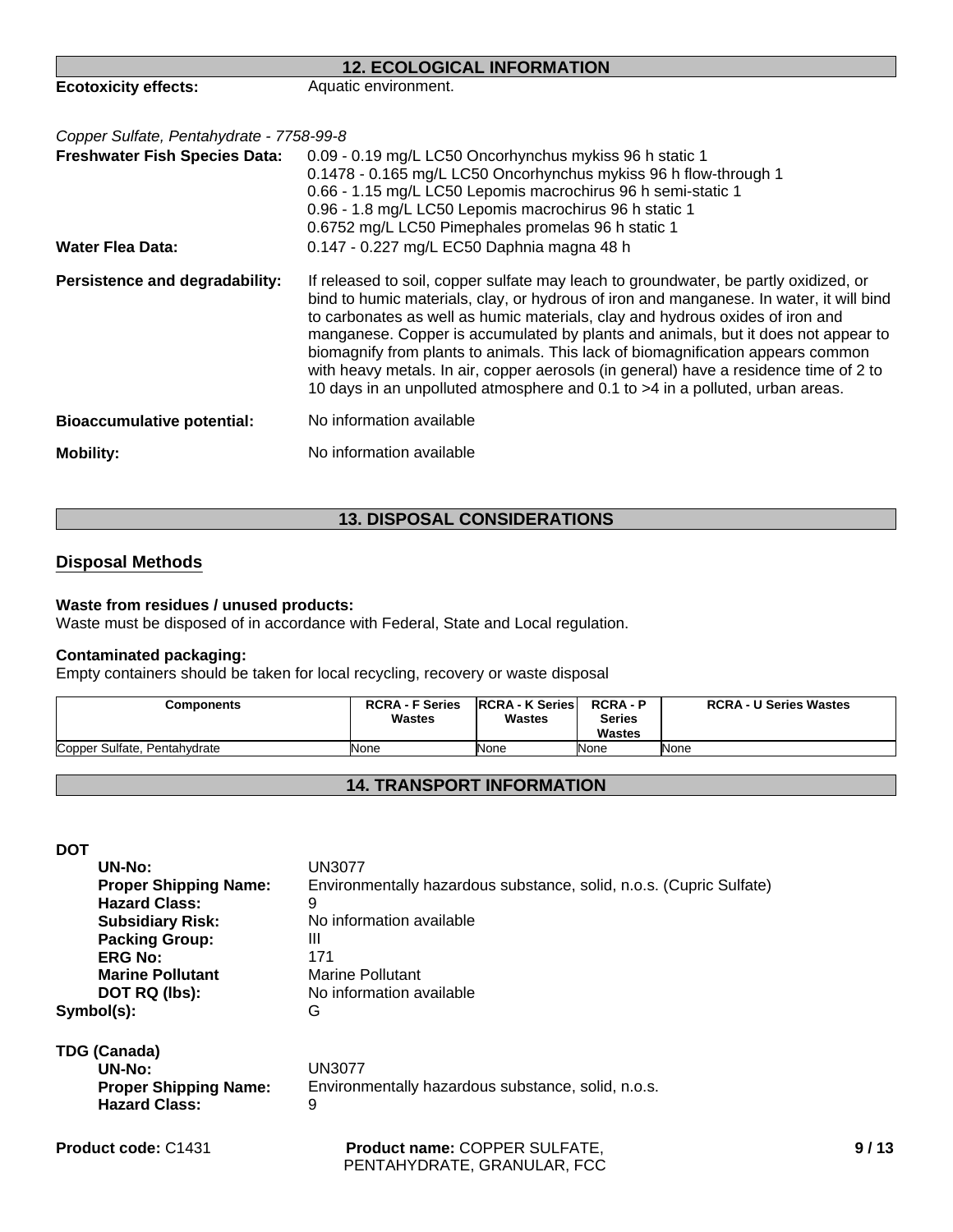## 12. ECOLOGICAL INFORMATION

**Ecotoxicity effects:** Aquatic environment.

*Copper Sulfate, Pentahydrate - 7758-99-8*

**Freshwater Fish Species Data:**
0.09 - 0.19 mg/L LC50 Oncorhynchus mykiss 96 h static 1
0.1478 - 0.165 mg/L LC50 Oncorhynchus mykiss 96 h flow-through 1
0.66 - 1.15 mg/L LC50 Lepomis macrochirus 96 h semi-static 1
0.96 - 1.8 mg/L LC50 Lepomis macrochirus 96 h static 1
0.6752 mg/L LC50 Pimephales promelas 96 h static 1

**Water Flea Data:** 0.147 - 0.227 mg/L EC50 Daphnia magna 48 h

**Persistence and degradability:** If released to soil, copper sulfate may leach to groundwater, be partly oxidized, or bind to humic materials, clay, or hydrous of iron and manganese. In water, it will bind to carbonates as well as humic materials, clay and hydrous oxides of iron and manganese. Copper is accumulated by plants and animals, but it does not appear to biomagnify from plants to animals. This lack of biomagnification appears common with heavy metals. In air, copper aerosols (in general) have a residence time of 2 to 10 days in an unpolluted atmosphere and 0.1 to >4 in a polluted, urban areas.

**Bioaccumulative potential:** No information available

**Mobility:** No information available

## 13. DISPOSAL CONSIDERATIONS

### Disposal Methods

**Waste from residues / unused products:**
Waste must be disposed of in accordance with Federal, State and Local regulation.

**Contaminated packaging:**
Empty containers should be taken for local recycling, recovery or waste disposal

| Components | RCRA - F Series Wastes | RCRA - K Series Wastes | RCRA - P Series Wastes | RCRA - U Series Wastes |
|---|---|---|---|---|
| Copper Sulfate, Pentahydrate | None | None | None | None |

## 14. TRANSPORT INFORMATION

**DOT**

- **UN-No:** UN3077
- **Proper Shipping Name:** Environmentally hazardous substance, solid, n.o.s. (Cupric Sulfate)
- **Hazard Class:** 9
- **Subsidiary Risk:** No information available
- **Packing Group:** III
- **ERG No:** 171
- **Marine Pollutant** Marine Pollutant
- **DOT RQ (lbs):** No information available

**Symbol(s):** G

**TDG (Canada)**

- **UN-No:** UN3077
- **Proper Shipping Name:** Environmentally hazardous substance, solid, n.o.s.
- **Hazard Class:** 9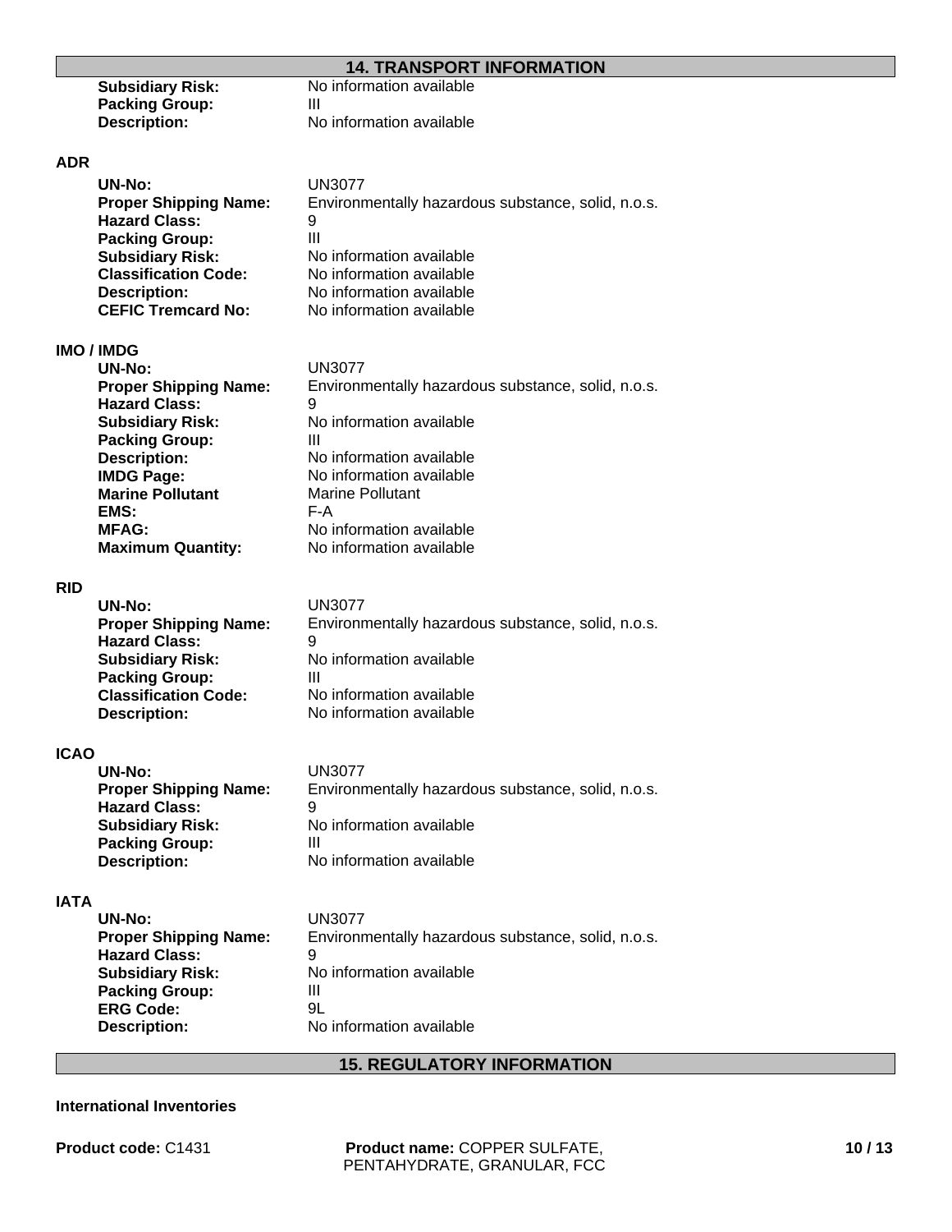## 14. TRANSPORT INFORMATION

| | |
|---|---|
| **Subsidiary Risk:** | No information available |
| **Packing Group:** | III |
| **Description:** | No information available |

### ADR

| | |
|---|---|
| **UN-No:** | UN3077 |
| **Proper Shipping Name:** | Environmentally hazardous substance, solid, n.o.s. |
| **Hazard Class:** | 9 |
| **Packing Group:** | III |
| **Subsidiary Risk:** | No information available |
| **Classification Code:** | No information available |
| **Description:** | No information available |
| **CEFIC Tremcard No:** | No information available |

### IMO / IMDG

| | |
|---|---|
| **UN-No:** | UN3077 |
| **Proper Shipping Name:** | Environmentally hazardous substance, solid, n.o.s. |
| **Hazard Class:** | 9 |
| **Subsidiary Risk:** | No information available |
| **Packing Group:** | III |
| **Description:** | No information available |
| **IMDG Page:** | No information available |
| **Marine Pollutant** | Marine Pollutant |
| **EMS:** | F-A |
| **MFAG:** | No information available |
| **Maximum Quantity:** | No information available |

### RID

| | |
|---|---|
| **UN-No:** | UN3077 |
| **Proper Shipping Name:** | Environmentally hazardous substance, solid, n.o.s. |
| **Hazard Class:** | 9 |
| **Subsidiary Risk:** | No information available |
| **Packing Group:** | III |
| **Classification Code:** | No information available |
| **Description:** | No information available |

### ICAO

| | |
|---|---|
| **UN-No:** | UN3077 |
| **Proper Shipping Name:** | Environmentally hazardous substance, solid, n.o.s. |
| **Hazard Class:** | 9 |
| **Subsidiary Risk:** | No information available |
| **Packing Group:** | III |
| **Description:** | No information available |

### IATA

| | |
|---|---|
| **UN-No:** | UN3077 |
| **Proper Shipping Name:** | Environmentally hazardous substance, solid, n.o.s. |
| **Hazard Class:** | 9 |
| **Subsidiary Risk:** | No information available |
| **Packing Group:** | III |
| **ERG Code:** | 9L |
| **Description:** | No information available |

## 15. REGULATORY INFORMATION

**International Inventories**

**Product code:** C1431 **Product name:** COPPER SULFATE, PENTAHYDRATE, GRANULAR, FCC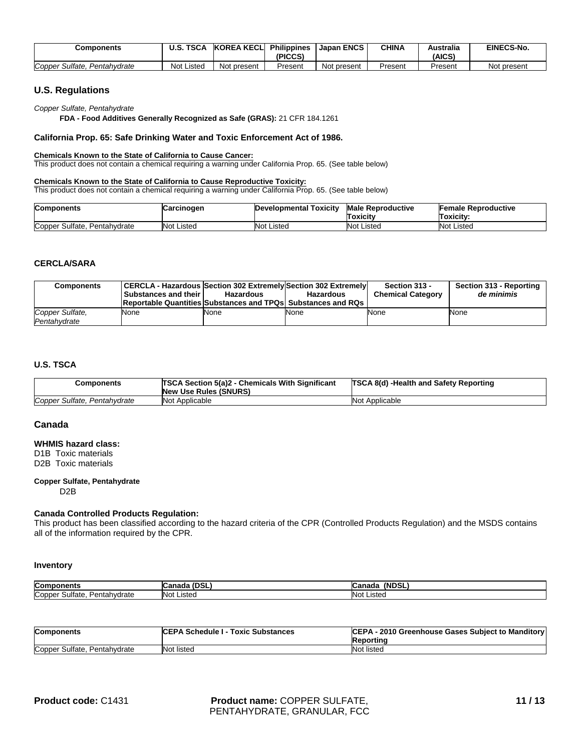| Components | U.S. TSCA | KOREA KECL | Philippines (PICCS) | Japan ENCS | CHINA | Australia (AICS) | EINECS-No. |
|---|---|---|---|---|---|---|---|
| *Copper Sulfate, Pentahydrate* | Not Listed | Not present | Present | Not present | Present | Present | Not present |

## U.S. Regulations

*Copper Sulfate, Pentahydrate*

**FDA - Food Additives Generally Recognized as Safe (GRAS):** 21 CFR 184.1261

### California Prop. 65: Safe Drinking Water and Toxic Enforcement Act of 1986.

**Chemicals Known to the State of California to Cause Cancer:**
This product does not contain a chemical requiring a warning under California Prop. 65. (See table below)

**Chemicals Known to the State of California to Cause Reproductive Toxicity:**
This product does not contain a chemical requiring a warning under California Prop. 65. (See table below)

| Components | Carcinogen | Developmental Toxicity | Male Reproductive Toxicity | Female Reproductive Toxicity: |
|---|---|---|---|---|
| Copper Sulfate, Pentahydrate | Not Listed | Not Listed | Not Listed | Not Listed |

### CERCLA/SARA

| Components | CERCLA - Hazardous Substances and their Reportable Quantities | Section 302 Extremely Hazardous Substances and TPQs | Section 302 Extremely Hazardous Substances and RQs | Section 313 - Chemical Category | Section 313 - Reporting *de minimis* |
|---|---|---|---|---|---|
| *Copper Sulfate, Pentahydrate* | None | None | None | None | None |

### U.S. TSCA

| Components | TSCA Section 5(a)2 - Chemicals With Significant New Use Rules (SNURS) | TSCA 8(d) -Health and Safety Reporting |
|---|---|---|
| *Copper Sulfate, Pentahydrate* | Not Applicable | Not Applicable |

## Canada

**WHMIS hazard class:**
D1B Toxic materials
D2B Toxic materials

**Copper Sulfate, Pentahydrate**
D2B

**Canada Controlled Products Regulation:**
This product has been classified according to the hazard criteria of the CPR (Controlled Products Regulation) and the MSDS contains all of the information required by the CPR.

**Inventory**

| Components | Canada (DSL) | Canada (NDSL) |
|---|---|---|
| Copper Sulfate, Pentahydrate | Not Listed | Not Listed |

| Components | CEPA Schedule I - Toxic Substances | CEPA - 2010 Greenhouse Gases Subject to Manditory Reporting |
|---|---|---|
| Copper Sulfate, Pentahydrate | Not listed | Not listed |

**Product code:** C1431 **Product name:** COPPER SULFATE, PENTAHYDRATE, GRANULAR, FCC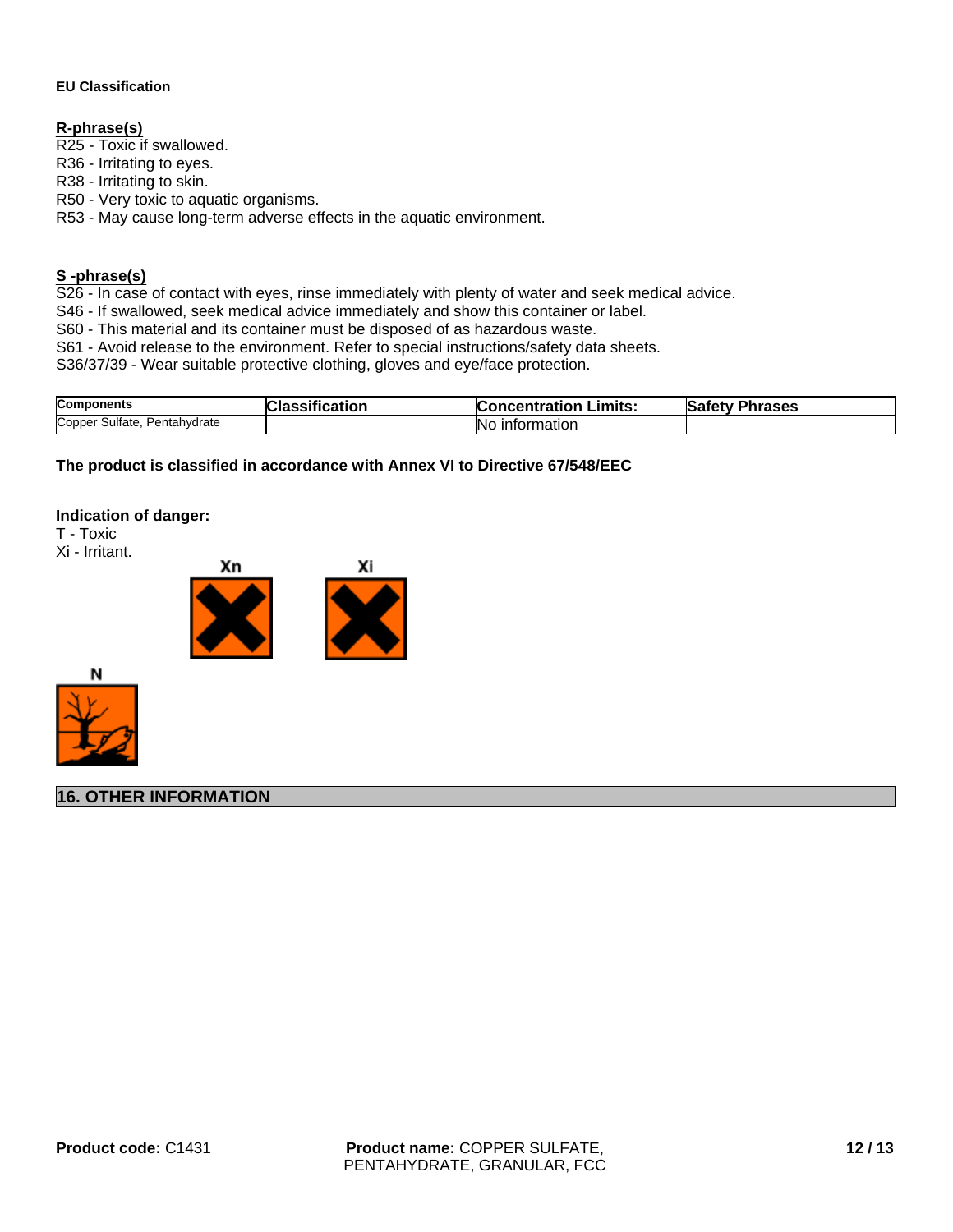**EU Classification**

**R-phrase(s)**

R25 - Toxic if swallowed.
R36 - Irritating to eyes.
R38 - Irritating to skin.
R50 - Very toxic to aquatic organisms.
R53 - May cause long-term adverse effects in the aquatic environment.

**S -phrase(s)**

S26 - In case of contact with eyes, rinse immediately with plenty of water and seek medical advice.
S46 - If swallowed, seek medical advice immediately and show this container or label.
S60 - This material and its container must be disposed of as hazardous waste.
S61 - Avoid release to the environment. Refer to special instructions/safety data sheets.
S36/37/39 - Wear suitable protective clothing, gloves and eye/face protection.

| Components | Classification | Concentration Limits: | Safety Phrases |
|---|---|---|---|
| Copper Sulfate, Pentahydrate | | No information | |

**The product is classified in accordance with Annex VI to Directive 67/548/EEC**

**Indication of danger:**

T - Toxic
Xi - Irritant.

Xn

Xi

N

## 16. OTHER INFORMATION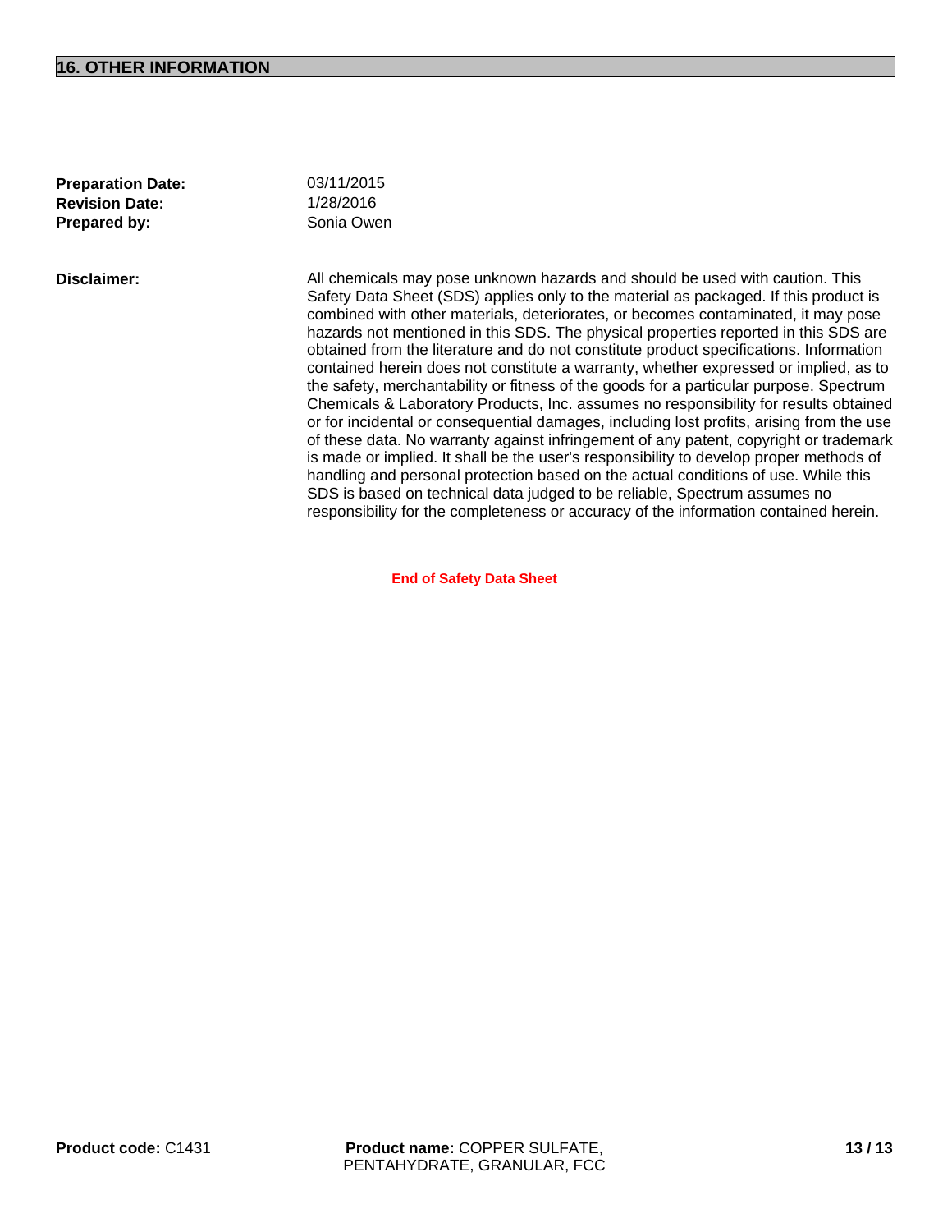## 16. OTHER INFORMATION

**Preparation Date:** 03/11/2015
**Revision Date:** 1/28/2016
**Prepared by:** Sonia Owen

**Disclaimer:** All chemicals may pose unknown hazards and should be used with caution. This Safety Data Sheet (SDS) applies only to the material as packaged. If this product is combined with other materials, deteriorates, or becomes contaminated, it may pose hazards not mentioned in this SDS. The physical properties reported in this SDS are obtained from the literature and do not constitute product specifications. Information contained herein does not constitute a warranty, whether expressed or implied, as to the safety, merchantability or fitness of the goods for a particular purpose. Spectrum Chemicals & Laboratory Products, Inc. assumes no responsibility for results obtained or for incidental or consequential damages, including lost profits, arising from the use of these data. No warranty against infringement of any patent, copyright or trademark is made or implied. It shall be the user's responsibility to develop proper methods of handling and personal protection based on the actual conditions of use. While this SDS is based on technical data judged to be reliable, Spectrum assumes no responsibility for the completeness or accuracy of the information contained herein.

**End of Safety Data Sheet**